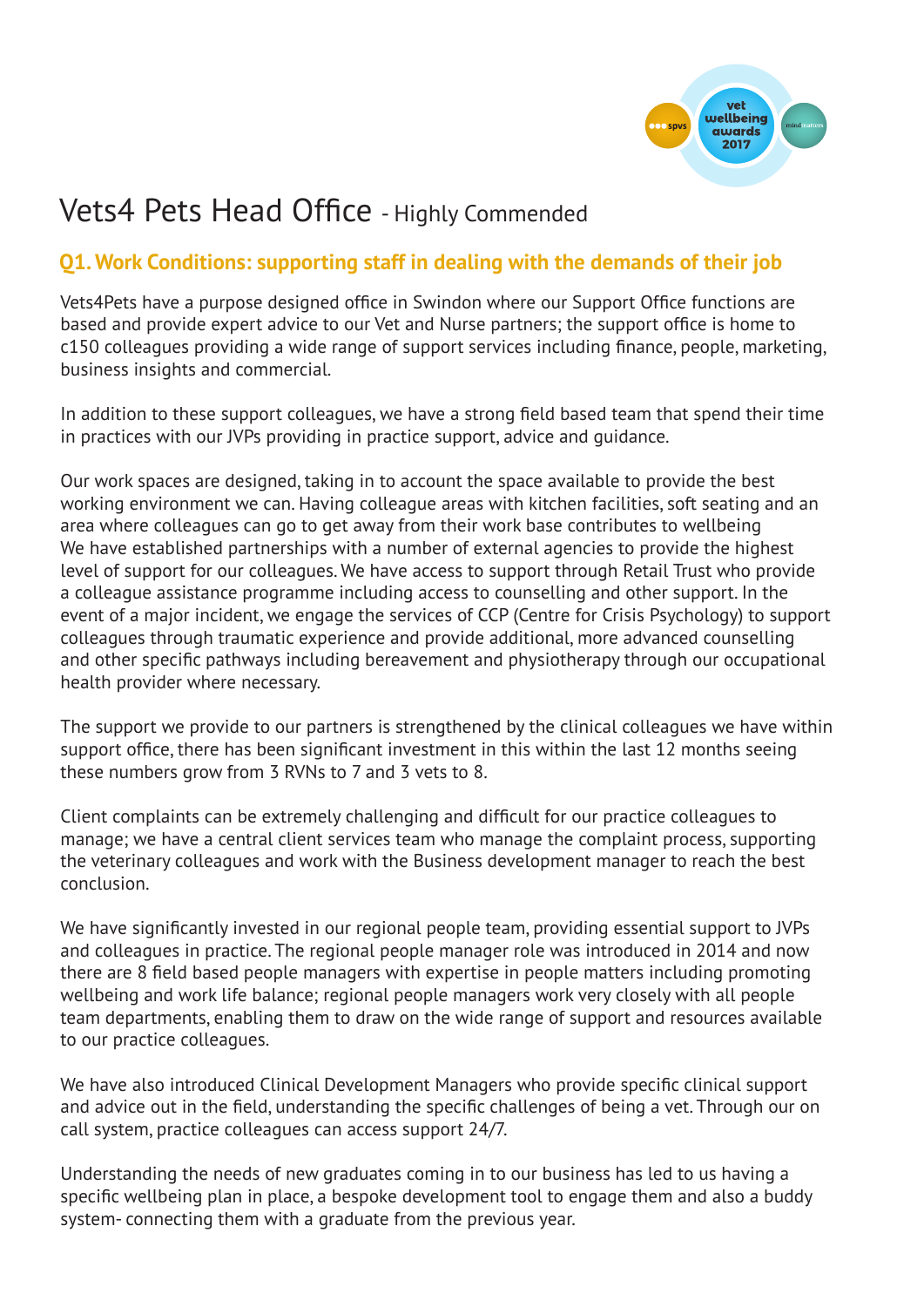# Vets4 Pets Head Office - Highly Commended

## Q1. Work Conditions: supporting staff in dealing with the demands of their job

Vets4Pets have a purpose designed office in Swindon where our Support Office functions are based and provide expert advice to our Vet and Nurse partners; the support office is home to c150 colleagues providing a wide range of support services including finance, people, marketing, business insights and commercial.

In addition to these support colleagues, we have a strong field based team that spend their time in practices with our JVPs providing in practice support, advice and guidance.

Our work spaces are designed, taking in to account the space available to provide the best working environment we can. Having colleague areas with kitchen facilities, soft seating and an area where colleagues can go to get away from their work base contributes to wellbeing
We have established partnerships with a number of external agencies to provide the highest level of support for our colleagues. We have access to support through Retail Trust who provide a colleague assistance programme including access to counselling and other support. In the event of a major incident, we engage the services of CCP (Centre for Crisis Psychology) to support colleagues through traumatic experience and provide additional, more advanced counselling and other specific pathways including bereavement and physiotherapy through our occupational health provider where necessary.

The support we provide to our partners is strengthened by the clinical colleagues we have within support office, there has been significant investment in this within the last 12 months seeing these numbers grow from 3 RVNs to 7 and 3 vets to 8.

Client complaints can be extremely challenging and difficult for our practice colleagues to manage; we have a central client services team who manage the complaint process, supporting the veterinary colleagues and work with the Business development manager to reach the best conclusion.

We have significantly invested in our regional people team, providing essential support to JVPs and colleagues in practice. The regional people manager role was introduced in 2014 and now there are 8 field based people managers with expertise in people matters including promoting wellbeing and work life balance; regional people managers work very closely with all people team departments, enabling them to draw on the wide range of support and resources available to our practice colleagues.

We have also introduced Clinical Development Managers who provide specific clinical support and advice out in the field, understanding the specific challenges of being a vet. Through our on call system, practice colleagues can access support 24/7.

Understanding the needs of new graduates coming in to our business has led to us having a specific wellbeing plan in place, a bespoke development tool to engage them and also a buddy system- connecting them with a graduate from the previous year.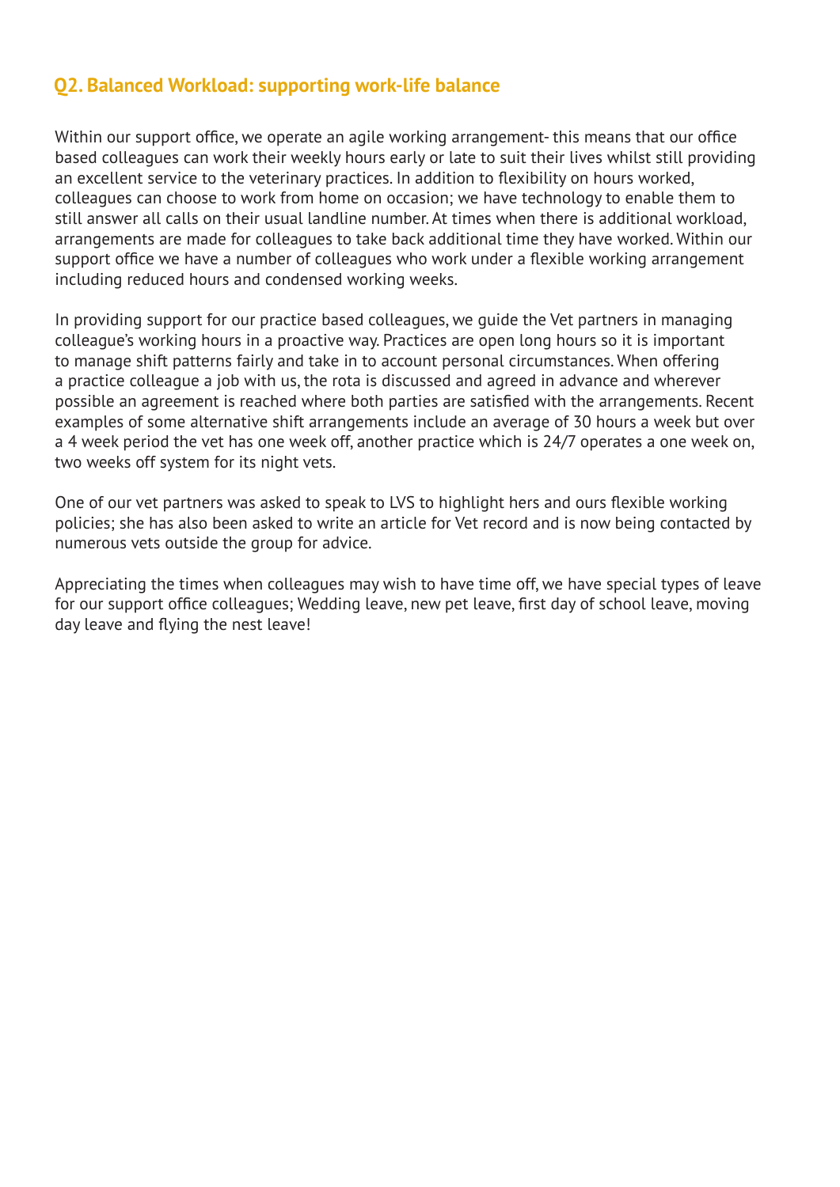## Q2. Balanced Workload: supporting work-life balance

Within our support office, we operate an agile working arrangement- this means that our office based colleagues can work their weekly hours early or late to suit their lives whilst still providing an excellent service to the veterinary practices. In addition to flexibility on hours worked, colleagues can choose to work from home on occasion; we have technology to enable them to still answer all calls on their usual landline number. At times when there is additional workload, arrangements are made for colleagues to take back additional time they have worked. Within our support office we have a number of colleagues who work under a flexible working arrangement including reduced hours and condensed working weeks.

In providing support for our practice based colleagues, we guide the Vet partners in managing colleague's working hours in a proactive way. Practices are open long hours so it is important to manage shift patterns fairly and take in to account personal circumstances. When offering a practice colleague a job with us, the rota is discussed and agreed in advance and wherever possible an agreement is reached where both parties are satisfied with the arrangements. Recent examples of some alternative shift arrangements include an average of 30 hours a week but over a 4 week period the vet has one week off, another practice which is 24/7 operates a one week on, two weeks off system for its night vets.

One of our vet partners was asked to speak to LVS to highlight hers and ours flexible working policies; she has also been asked to write an article for Vet record and is now being contacted by numerous vets outside the group for advice.

Appreciating the times when colleagues may wish to have time off, we have special types of leave for our support office colleagues; Wedding leave, new pet leave, first day of school leave, moving day leave and flying the nest leave!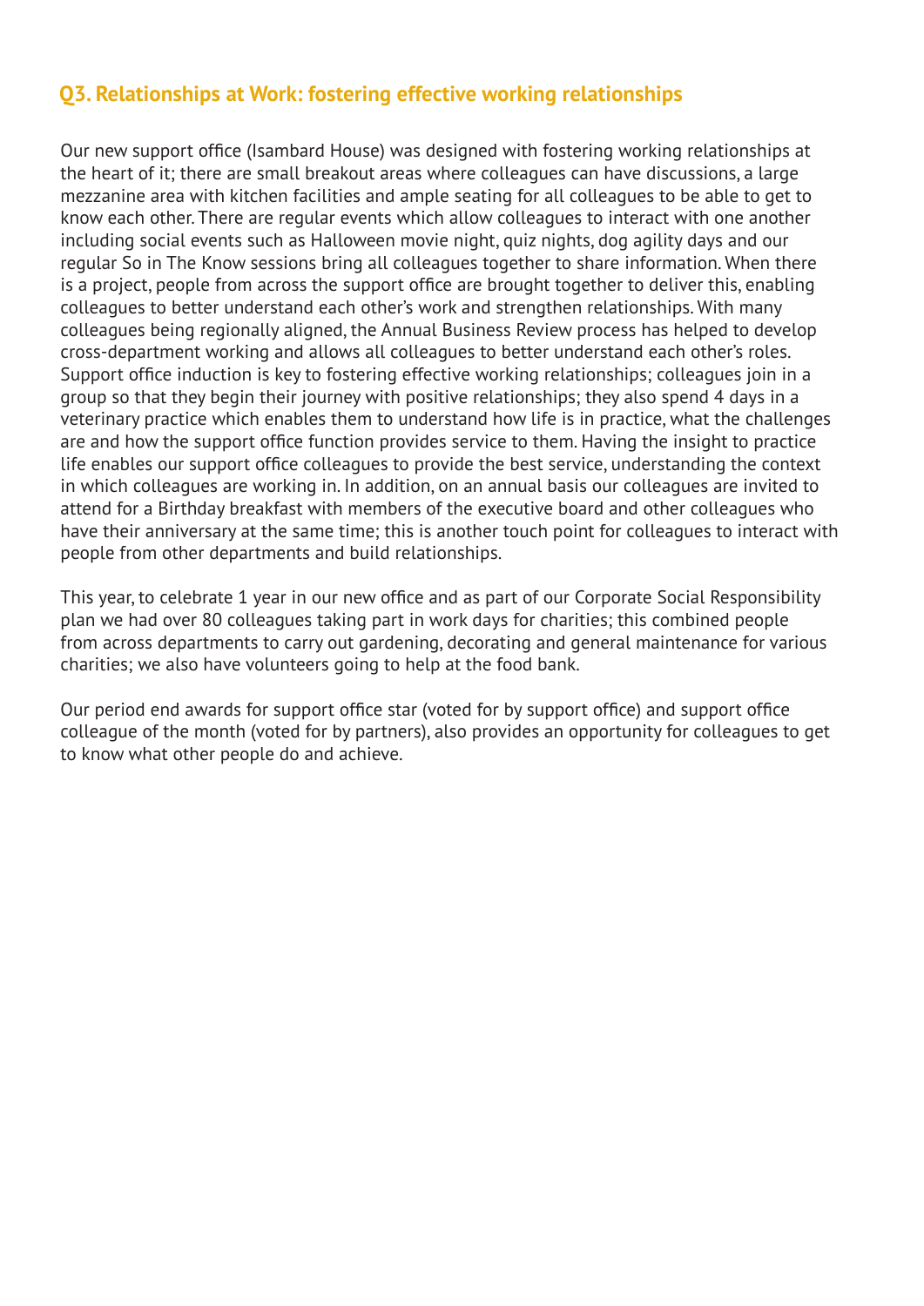## Q3. Relationships at Work: fostering effective working relationships

Our new support office (Isambard House) was designed with fostering working relationships at the heart of it; there are small breakout areas where colleagues can have discussions, a large mezzanine area with kitchen facilities and ample seating for all colleagues to be able to get to know each other. There are regular events which allow colleagues to interact with one another including social events such as Halloween movie night, quiz nights, dog agility days and our regular So in The Know sessions bring all colleagues together to share information. When there is a project, people from across the support office are brought together to deliver this, enabling colleagues to better understand each other's work and strengthen relationships. With many colleagues being regionally aligned, the Annual Business Review process has helped to develop cross-department working and allows all colleagues to better understand each other's roles. Support office induction is key to fostering effective working relationships; colleagues join in a group so that they begin their journey with positive relationships; they also spend 4 days in a veterinary practice which enables them to understand how life is in practice, what the challenges are and how the support office function provides service to them. Having the insight to practice life enables our support office colleagues to provide the best service, understanding the context in which colleagues are working in. In addition, on an annual basis our colleagues are invited to attend for a Birthday breakfast with members of the executive board and other colleagues who have their anniversary at the same time; this is another touch point for colleagues to interact with people from other departments and build relationships.

This year, to celebrate 1 year in our new office and as part of our Corporate Social Responsibility plan we had over 80 colleagues taking part in work days for charities; this combined people from across departments to carry out gardening, decorating and general maintenance for various charities; we also have volunteers going to help at the food bank.

Our period end awards for support office star (voted for by support office) and support office colleague of the month (voted for by partners), also provides an opportunity for colleagues to get to know what other people do and achieve.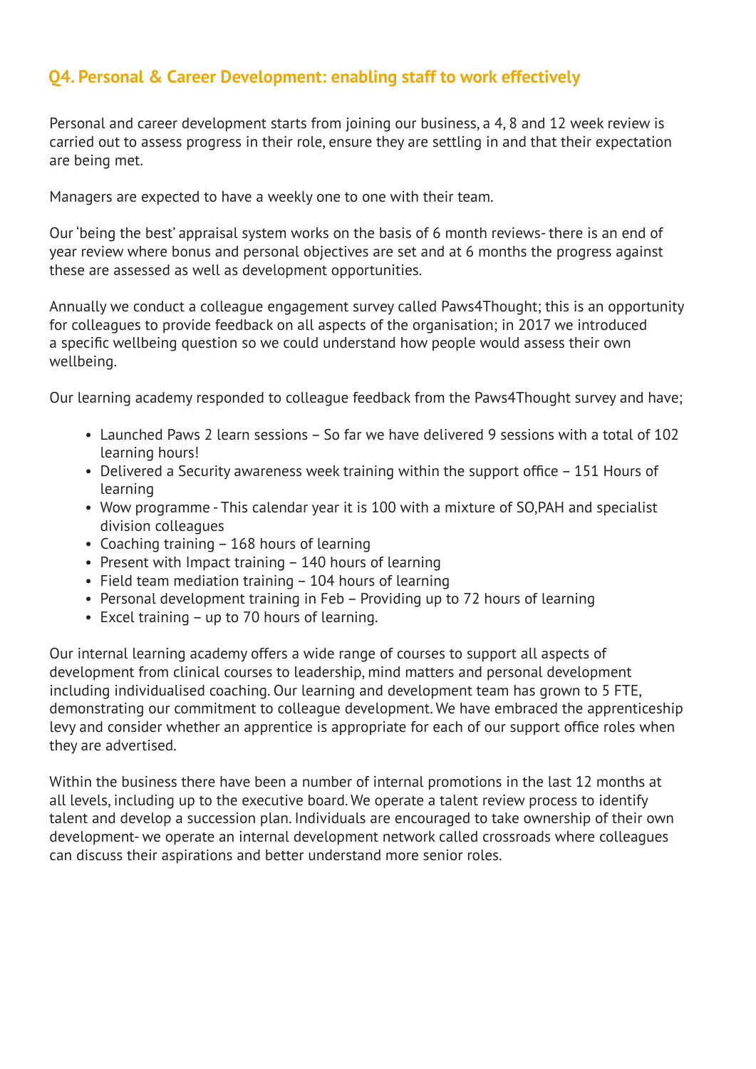## Q4. Personal & Career Development: enabling staff to work effectively

Personal and career development starts from joining our business, a 4, 8 and 12 week review is carried out to assess progress in their role, ensure they are settling in and that their expectation are being met.

Managers are expected to have a weekly one to one with their team.

Our 'being the best' appraisal system works on the basis of 6 month reviews- there is an end of year review where bonus and personal objectives are set and at 6 months the progress against these are assessed as well as development opportunities.

Annually we conduct a colleague engagement survey called Paws4Thought; this is an opportunity for colleagues to provide feedback on all aspects of the organisation; in 2017 we introduced a specific wellbeing question so we could understand how people would assess their own wellbeing.

Our learning academy responded to colleague feedback from the Paws4Thought survey and have;

- Launched Paws 2 learn sessions – So far we have delivered 9 sessions with a total of 102 learning hours!
- Delivered a Security awareness week training within the support office – 151 Hours of learning
- Wow programme - This calendar year it is 100 with a mixture of SO,PAH and specialist division colleagues
- Coaching training – 168 hours of learning
- Present with Impact training – 140 hours of learning
- Field team mediation training – 104 hours of learning
- Personal development training in Feb – Providing up to 72 hours of learning
- Excel training – up to 70 hours of learning.

Our internal learning academy offers a wide range of courses to support all aspects of development from clinical courses to leadership, mind matters and personal development including individualised coaching. Our learning and development team has grown to 5 FTE, demonstrating our commitment to colleague development. We have embraced the apprenticeship levy and consider whether an apprentice is appropriate for each of our support office roles when they are advertised.

Within the business there have been a number of internal promotions in the last 12 months at all levels, including up to the executive board. We operate a talent review process to identify talent and develop a succession plan. Individuals are encouraged to take ownership of their own development- we operate an internal development network called crossroads where colleagues can discuss their aspirations and better understand more senior roles.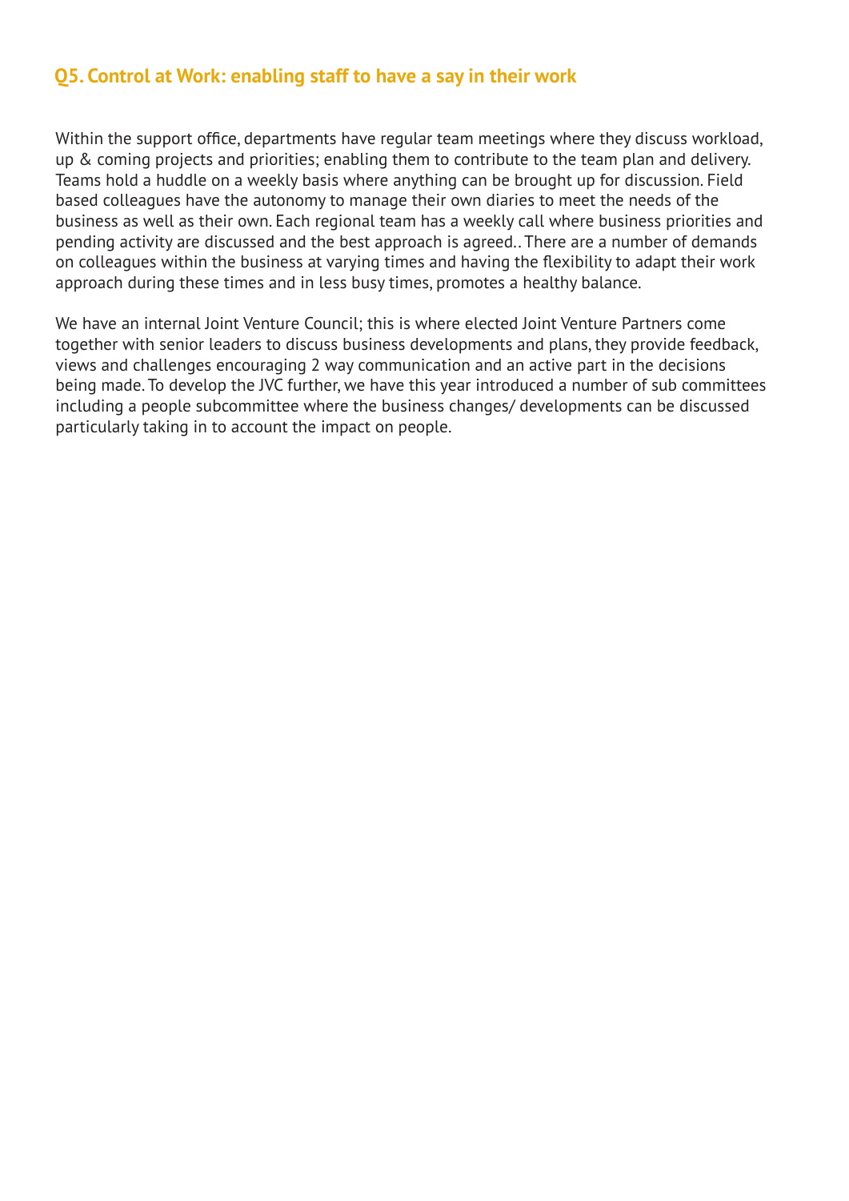## Q5. Control at Work: enabling staff to have a say in their work

Within the support office, departments have regular team meetings where they discuss workload, up & coming projects and priorities; enabling them to contribute to the team plan and delivery. Teams hold a huddle on a weekly basis where anything can be brought up for discussion. Field based colleagues have the autonomy to manage their own diaries to meet the needs of the business as well as their own. Each regional team has a weekly call where business priorities and pending activity are discussed and the best approach is agreed.. There are a number of demands on colleagues within the business at varying times and having the flexibility to adapt their work approach during these times and in less busy times, promotes a healthy balance.

We have an internal Joint Venture Council; this is where elected Joint Venture Partners come together with senior leaders to discuss business developments and plans, they provide feedback, views and challenges encouraging 2 way communication and an active part in the decisions being made. To develop the JVC further, we have this year introduced a number of sub committees including a people subcommittee where the business changes/ developments can be discussed particularly taking in to account the impact on people.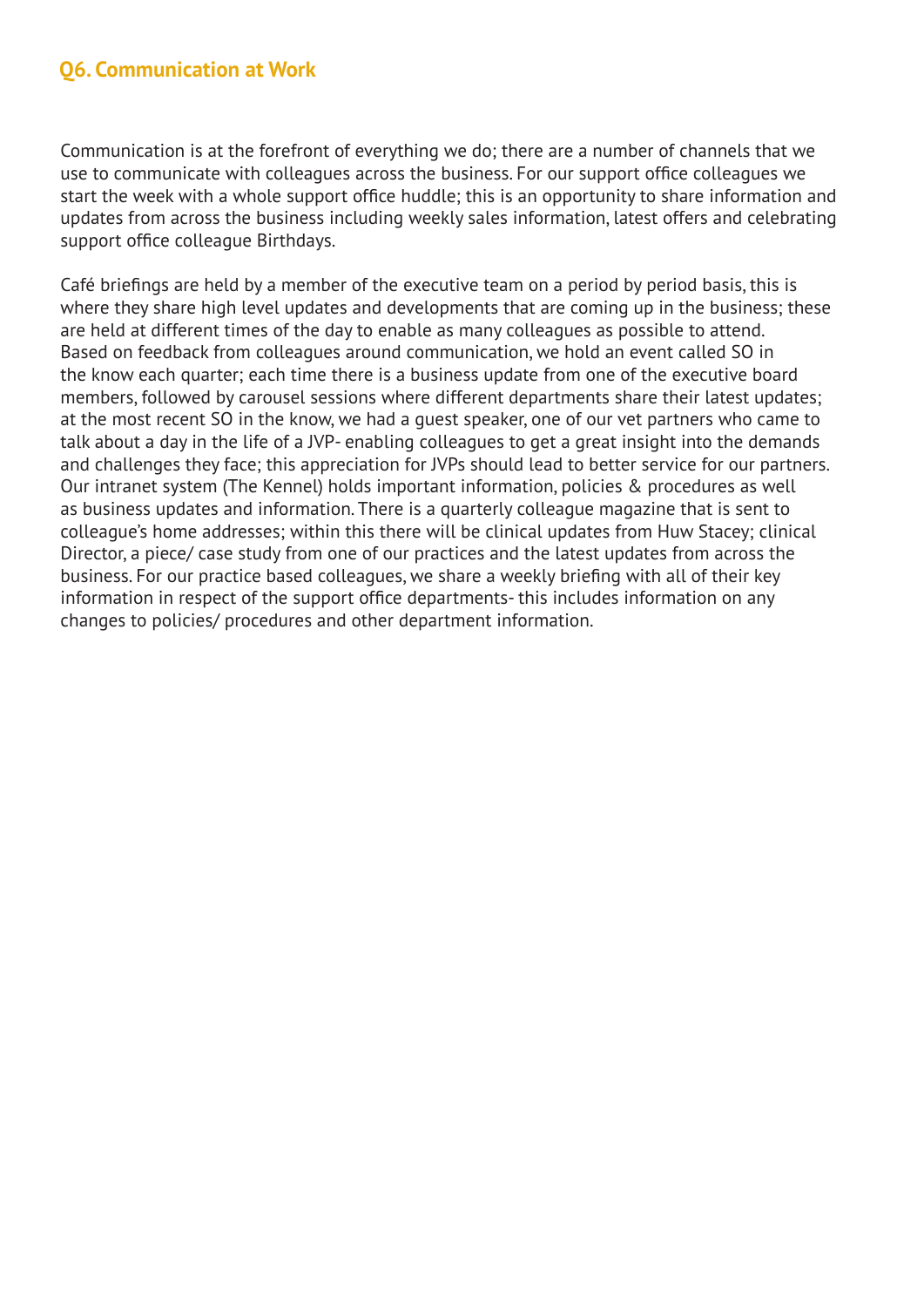## Q6. Communication at Work

Communication is at the forefront of everything we do; there are a number of channels that we use to communicate with colleagues across the business. For our support office colleagues we start the week with a whole support office huddle; this is an opportunity to share information and updates from across the business including weekly sales information, latest offers and celebrating support office colleague Birthdays.

Café briefings are held by a member of the executive team on a period by period basis, this is where they share high level updates and developments that are coming up in the business; these are held at different times of the day to enable as many colleagues as possible to attend. Based on feedback from colleagues around communication, we hold an event called SO in the know each quarter; each time there is a business update from one of the executive board members, followed by carousel sessions where different departments share their latest updates; at the most recent SO in the know, we had a guest speaker, one of our vet partners who came to talk about a day in the life of a JVP- enabling colleagues to get a great insight into the demands and challenges they face; this appreciation for JVPs should lead to better service for our partners. Our intranet system (The Kennel) holds important information, policies & procedures as well as business updates and information. There is a quarterly colleague magazine that is sent to colleague's home addresses; within this there will be clinical updates from Huw Stacey; clinical Director, a piece/ case study from one of our practices and the latest updates from across the business. For our practice based colleagues, we share a weekly briefing with all of their key information in respect of the support office departments- this includes information on any changes to policies/ procedures and other department information.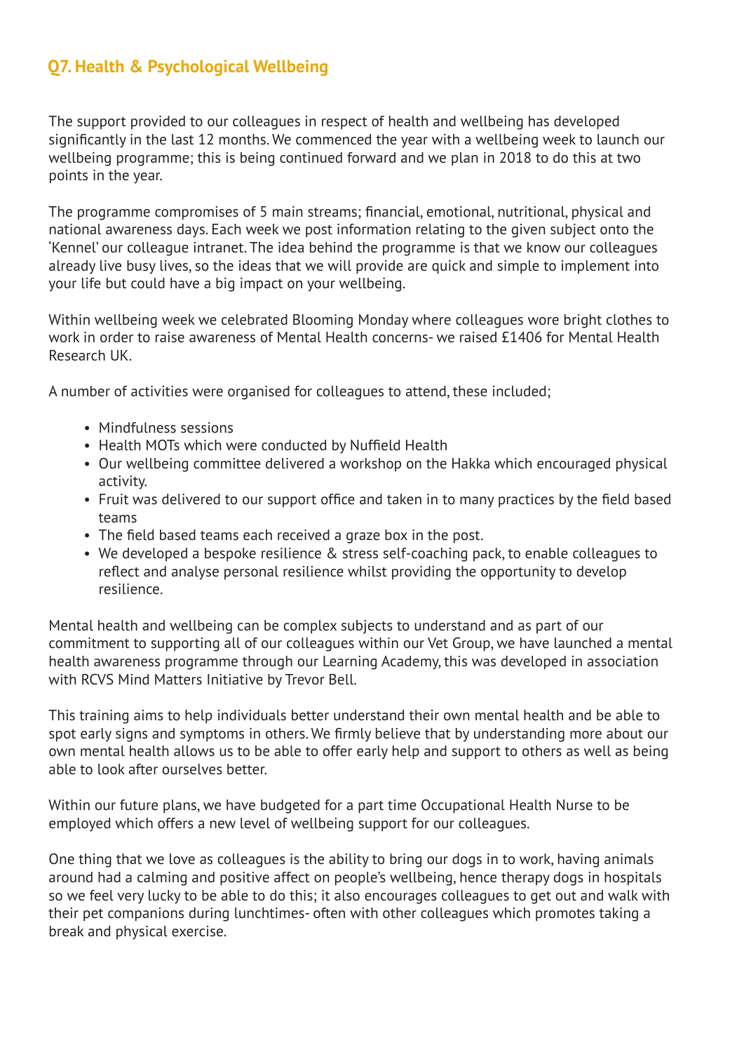## Q7. Health & Psychological Wellbeing

The support provided to our colleagues in respect of health and wellbeing has developed significantly in the last 12 months. We commenced the year with a wellbeing week to launch our wellbeing programme; this is being continued forward and we plan in 2018 to do this at two points in the year.

The programme compromises of 5 main streams; financial, emotional, nutritional, physical and national awareness days. Each week we post information relating to the given subject onto the 'Kennel' our colleague intranet. The idea behind the programme is that we know our colleagues already live busy lives, so the ideas that we will provide are quick and simple to implement into your life but could have a big impact on your wellbeing.

Within wellbeing week we celebrated Blooming Monday where colleagues wore bright clothes to work in order to raise awareness of Mental Health concerns- we raised £1406 for Mental Health Research UK.

A number of activities were organised for colleagues to attend, these included;

- Mindfulness sessions
- Health MOTs which were conducted by Nuffield Health
- Our wellbeing committee delivered a workshop on the Hakka which encouraged physical activity.
- Fruit was delivered to our support office and taken in to many practices by the field based teams
- The field based teams each received a graze box in the post.
- We developed a bespoke resilience & stress self-coaching pack, to enable colleagues to reflect and analyse personal resilience whilst providing the opportunity to develop resilience.

Mental health and wellbeing can be complex subjects to understand and as part of our commitment to supporting all of our colleagues within our Vet Group, we have launched a mental health awareness programme through our Learning Academy, this was developed in association with RCVS Mind Matters Initiative by Trevor Bell.

This training aims to help individuals better understand their own mental health and be able to spot early signs and symptoms in others. We firmly believe that by understanding more about our own mental health allows us to be able to offer early help and support to others as well as being able to look after ourselves better.

Within our future plans, we have budgeted for a part time Occupational Health Nurse to be employed which offers a new level of wellbeing support for our colleagues.

One thing that we love as colleagues is the ability to bring our dogs in to work, having animals around had a calming and positive affect on people's wellbeing, hence therapy dogs in hospitals so we feel very lucky to be able to do this; it also encourages colleagues to get out and walk with their pet companions during lunchtimes- often with other colleagues which promotes taking a break and physical exercise.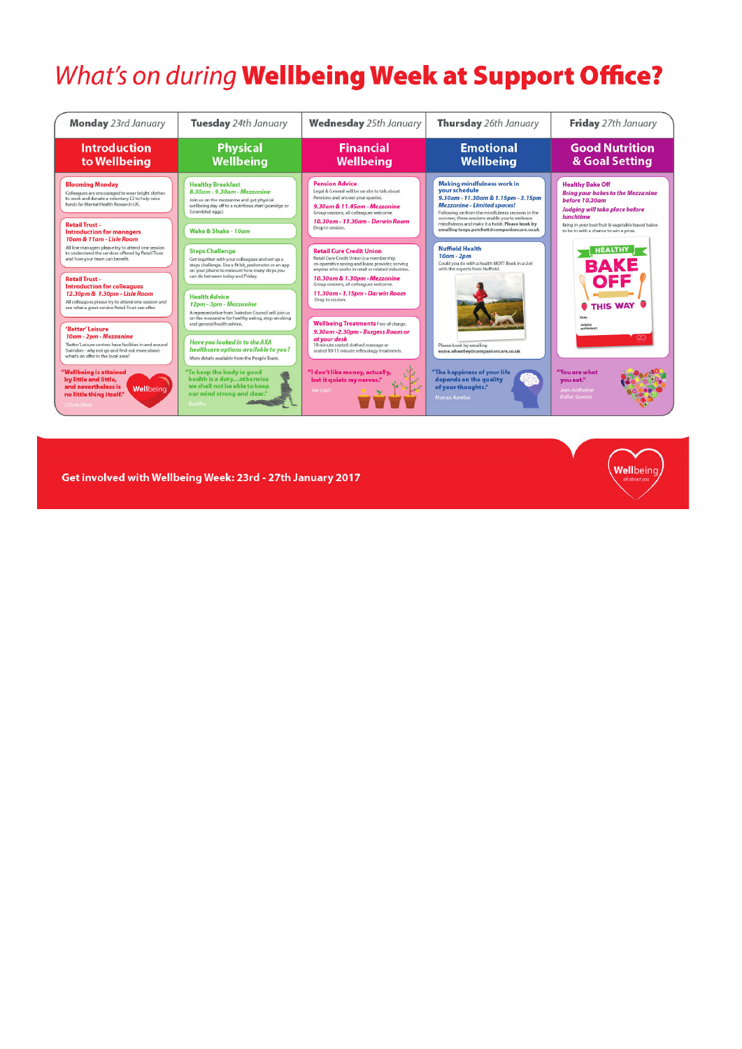# *What's on during* **Wellbeing Week at Support Office?**

## Monday *23rd January* — Introduction to Wellbeing

**Blooming Monday**
Colleagues are encouraged to wear bright clothes to work and donate a voluntary £2 to help raise funds for Mental Health Research UK.

**Retail Trust - Introduction for managers**
*10am & 11am - Lisle Room*
All line managers please try to attend one session to understand the services offered by Retail Trust and how your team can benefit.

**Retail Trust - Introduction for colleagues**
*12.30pm & 1.30pm - Lisle Room*
All colleagues please try to attend one session and see what a great service Retail Trust can offer.

**'Better' Leisure**
*10am - 2pm - Mezzanine*
'Better' Leisure centres have facilities in and around Swindon - why not go and find out more about what's on offer in the local area?

"Wellbeing is attained by little and little, and nevertheless is no little thing itself."
*Citium Zeno*

## Tuesday *24th January* — Physical Wellbeing

**Healthy Breakfast**
*8.30am - 9.30am - Mezzanine*
Join us on the mezzanine and get physical wellbeing day off to a nutritious start (porridge or scrambled eggs)

**Wake & Shake - 10am**

**Steps Challenge**
Get together with your colleagues and set up a steps challenge. Use a fit bit, pedometer or an app on your phone to measure how many steps you can do between today and Friday.

**Health Advice**
*12pm - 3pm - Mezzanine*
A representative from Swindon Council will join us on the mezzanine for healthy eating, stop smoking and general health advice.

*Have you looked in to the AXA healthcare options available to you?*
More details available from the People Team.

"To keep the body in good health is a duty…otherwise we shall not be able to keep our mind strong and clear."
*Buddha*

## Wednesday *25th January* — Financial Wellbeing

**Pension Advice**
Legal & General will be on site to talk about Pensions and answer your queries.
*9.30am & 11.45am - Mezzanine*
Group sessions, all colleagues welcome.
*10.30am - 11.30am - Darwin Room*
Drop in session.

**Retail Cure Credit Union**
Retail Cure Credit Union is a membership co-operative saving and loans provider, serving anyone who works in retail or related industries.
*10.30am & 1.30pm - Mezzanine*
Group sessions, all colleagues welcome.
*11.30am - 1.15pm - Darwin Room*
Drop in session.

**Wellbeing Treatments** Free of charge.
*9.30am -2.30pm - Burgess Room or at your desk*
10 minute seated clothed massage or seated 10-15 minute reflexology treatments.

"I don't like money, actually, but it quiets my nerves."
*Joe Louis*

## Thursday *26th January* — Emotional Wellbeing

**Making mindfulness work in your schedule**
*9.30am - 11.30am & 1.15pm - 3.15pm*
*Mezzanine - Limited spaces!*
Following on from the mindfulness sessions in the summer, these sessions enable you to embrace mindfulness and make it a habit. **Please book by emailing tanya.patchett@companioncare.co.uk**

**Nuffield Health**
*10am - 2pm*
Could you do with a health MOT? Book in a slot with the experts from Nuffield.

Please book by emailing
esme.wheatley@companioncare.co.uk

"The happiness of your life depends on the quality of your thoughts."
*Marcus Aurelius*

## Friday *27th January* — Good Nutrition & Goal Setting

**Healthy Bake Off**
*Bring your bakes to the Mezzanine before 10.30am*
*Judging will take place before lunchtime*
Bring in your best fruit & vegetable based bakes to be in with a chance to win a prize.

HEALTHY BAKE OFF THIS WAY

"You are what you eat."
*Jean Anthelme Brillat-Savarin*

---

**Get involved with Wellbeing Week: 23rd - 27th January 2017**

Wellbeing — all about you